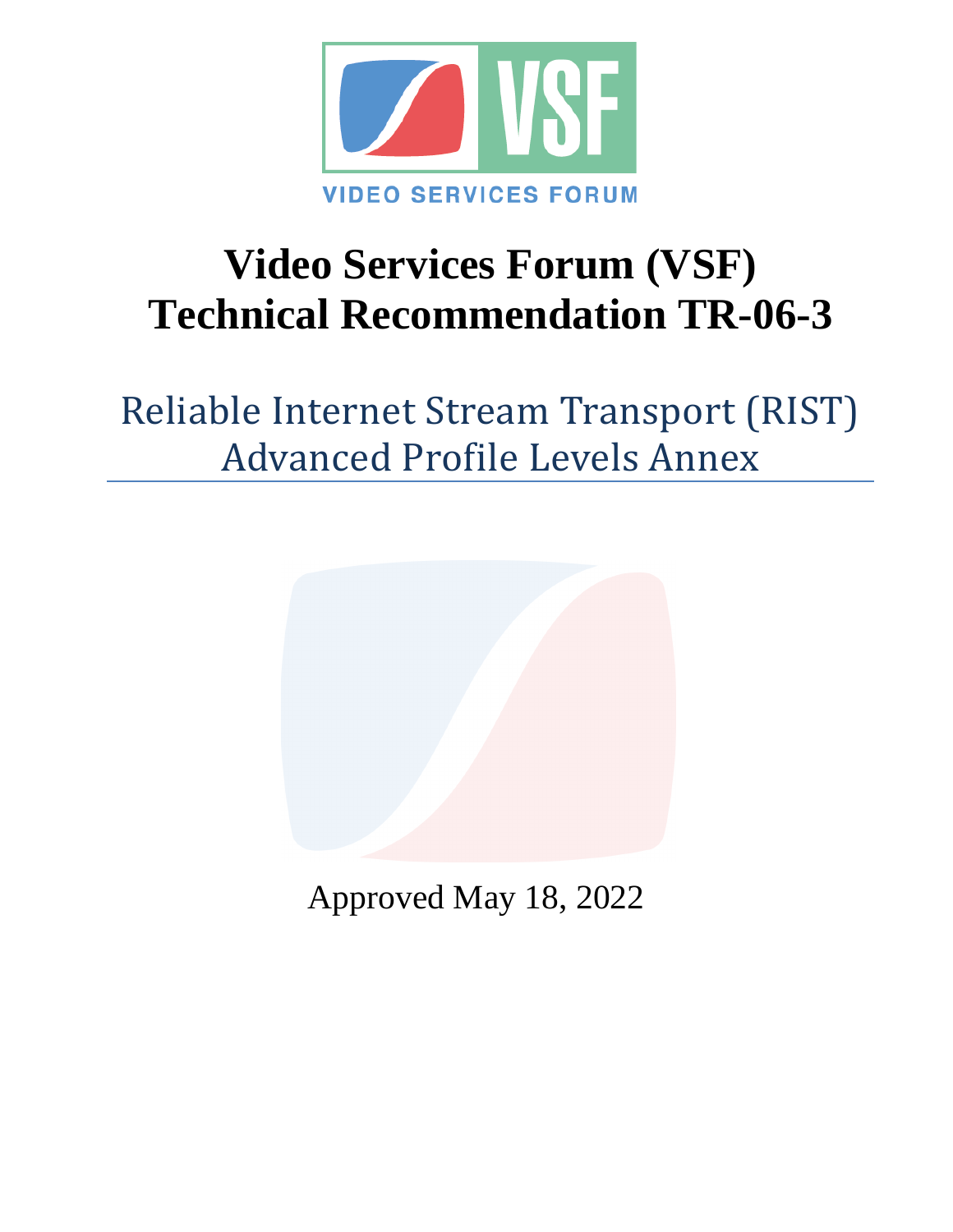# Video Services Forum (VSF) Technical Recommendation TR-06-3

## Reliable Internet Stream Transport (RIST) Advanced Profile Levels Annex

Approved May 18, 2022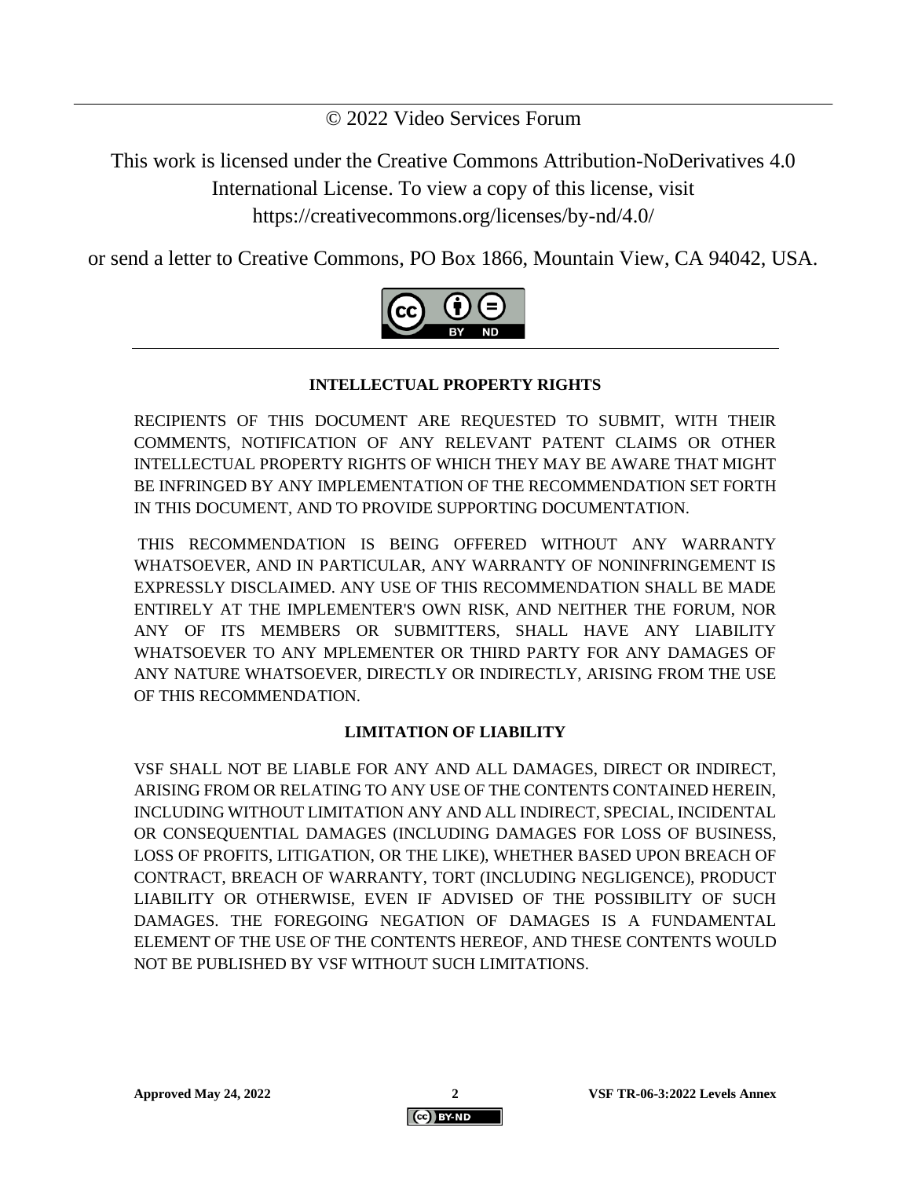© 2022 Video Services Forum

This work is licensed under the Creative Commons Attribution-NoDerivatives 4.0 International License. To view a copy of this license, visit https://creativecommons.org/licenses/by-nd/4.0/

or send a letter to Creative Commons, PO Box 1866, Mountain View, CA 94042, USA.

**INTELLECTUAL PROPERTY RIGHTS**

RECIPIENTS OF THIS DOCUMENT ARE REQUESTED TO SUBMIT, WITH THEIR COMMENTS, NOTIFICATION OF ANY RELEVANT PATENT CLAIMS OR OTHER INTELLECTUAL PROPERTY RIGHTS OF WHICH THEY MAY BE AWARE THAT MIGHT BE INFRINGED BY ANY IMPLEMENTATION OF THE RECOMMENDATION SET FORTH IN THIS DOCUMENT, AND TO PROVIDE SUPPORTING DOCUMENTATION.

THIS RECOMMENDATION IS BEING OFFERED WITHOUT ANY WARRANTY WHATSOEVER, AND IN PARTICULAR, ANY WARRANTY OF NONINFRINGEMENT IS EXPRESSLY DISCLAIMED. ANY USE OF THIS RECOMMENDATION SHALL BE MADE ENTIRELY AT THE IMPLEMENTER'S OWN RISK, AND NEITHER THE FORUM, NOR ANY OF ITS MEMBERS OR SUBMITTERS, SHALL HAVE ANY LIABILITY WHATSOEVER TO ANY MPLEMENTER OR THIRD PARTY FOR ANY DAMAGES OF ANY NATURE WHATSOEVER, DIRECTLY OR INDIRECTLY, ARISING FROM THE USE OF THIS RECOMMENDATION.

**LIMITATION OF LIABILITY**

VSF SHALL NOT BE LIABLE FOR ANY AND ALL DAMAGES, DIRECT OR INDIRECT, ARISING FROM OR RELATING TO ANY USE OF THE CONTENTS CONTAINED HEREIN, INCLUDING WITHOUT LIMITATION ANY AND ALL INDIRECT, SPECIAL, INCIDENTAL OR CONSEQUENTIAL DAMAGES (INCLUDING DAMAGES FOR LOSS OF BUSINESS, LOSS OF PROFITS, LITIGATION, OR THE LIKE), WHETHER BASED UPON BREACH OF CONTRACT, BREACH OF WARRANTY, TORT (INCLUDING NEGLIGENCE), PRODUCT LIABILITY OR OTHERWISE, EVEN IF ADVISED OF THE POSSIBILITY OF SUCH DAMAGES. THE FOREGOING NEGATION OF DAMAGES IS A FUNDAMENTAL ELEMENT OF THE USE OF THE CONTENTS HEREOF, AND THESE CONTENTS WOULD NOT BE PUBLISHED BY VSF WITHOUT SUCH LIMITATIONS.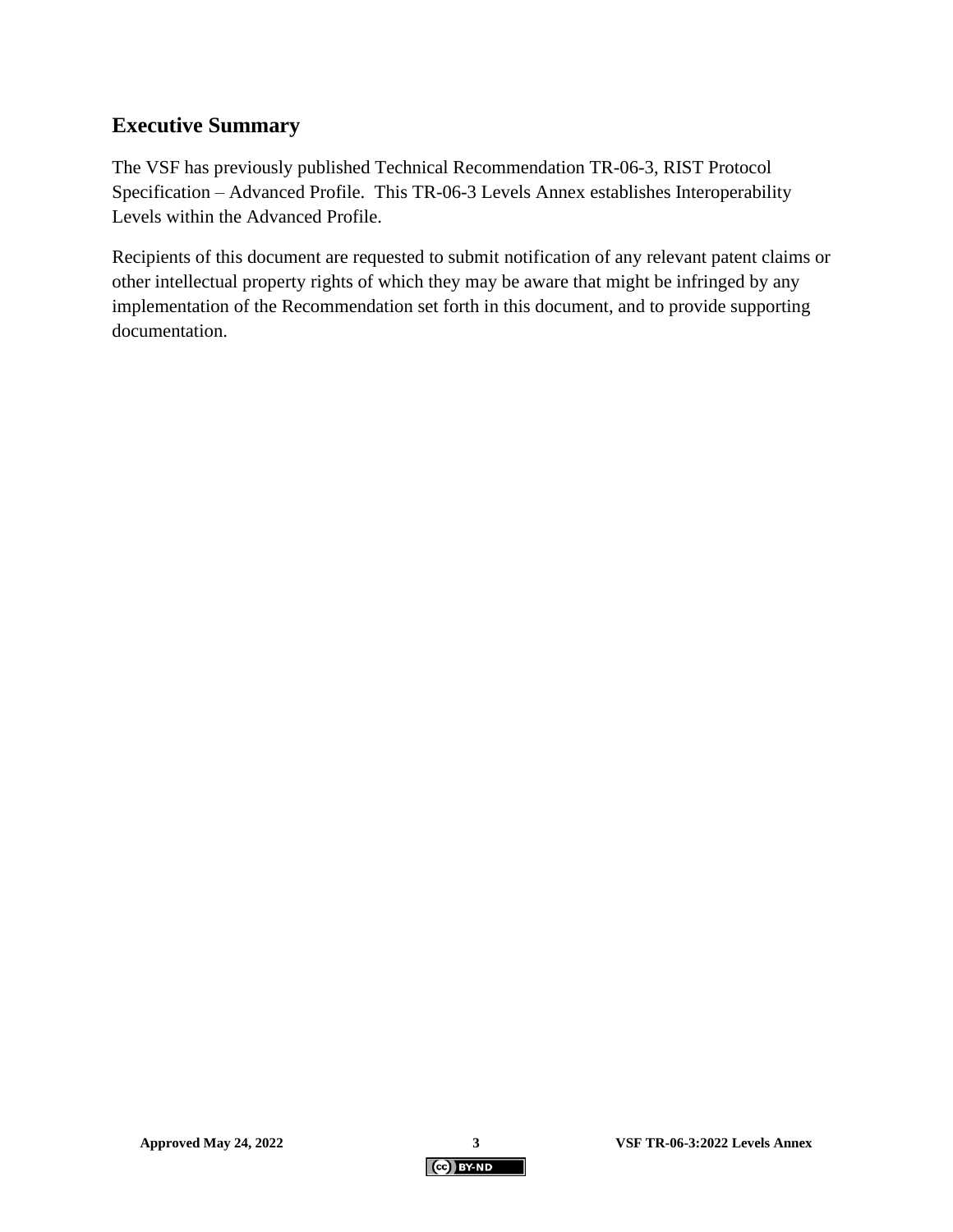## Executive Summary

The VSF has previously published Technical Recommendation TR-06-3, RIST Protocol Specification – Advanced Profile. This TR-06-3 Levels Annex establishes Interoperability Levels within the Advanced Profile.

Recipients of this document are requested to submit notification of any relevant patent claims or other intellectual property rights of which they may be aware that might be infringed by any implementation of the Recommendation set forth in this document, and to provide supporting documentation.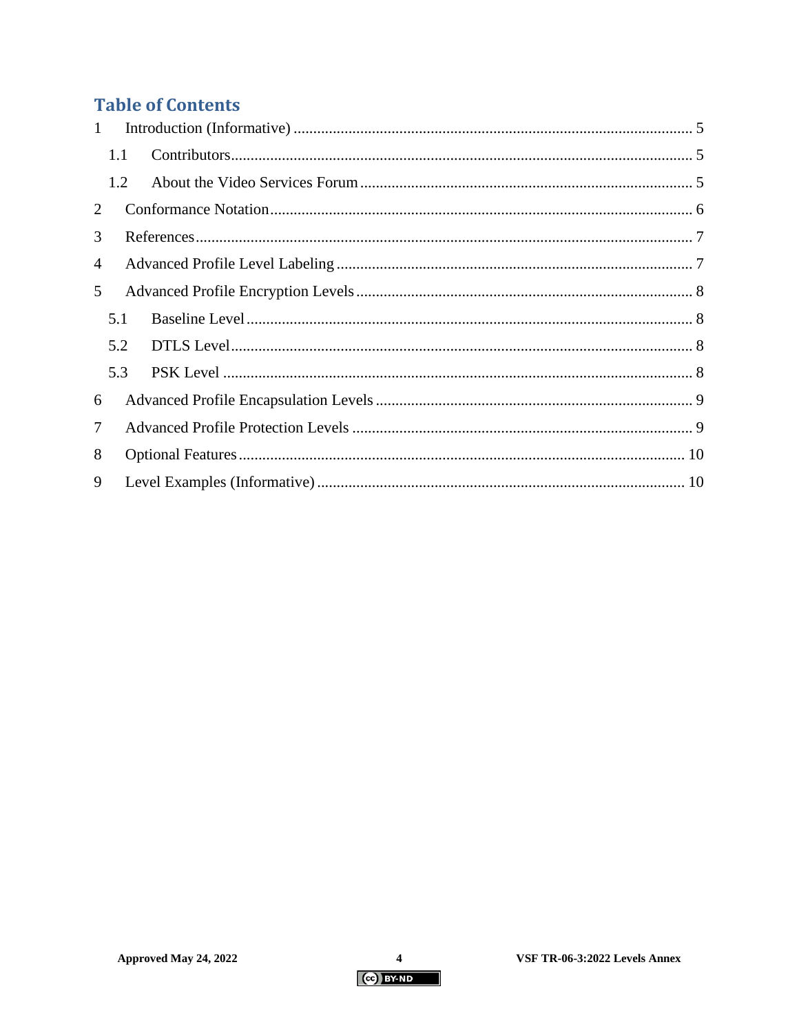# Table of Contents

1 Introduction (Informative) ........ 5

  1.1 Contributors ........ 5

  1.2 About the Video Services Forum ........ 5

2 Conformance Notation ........ 6

3 References ........ 7

4 Advanced Profile Level Labeling ........ 7

5 Advanced Profile Encryption Levels ........ 8

  5.1 Baseline Level ........ 8

  5.2 DTLS Level ........ 8

  5.3 PSK Level ........ 8

6 Advanced Profile Encapsulation Levels ........ 9

7 Advanced Profile Protection Levels ........ 9

8 Optional Features ........ 10

9 Level Examples (Informative) ........ 10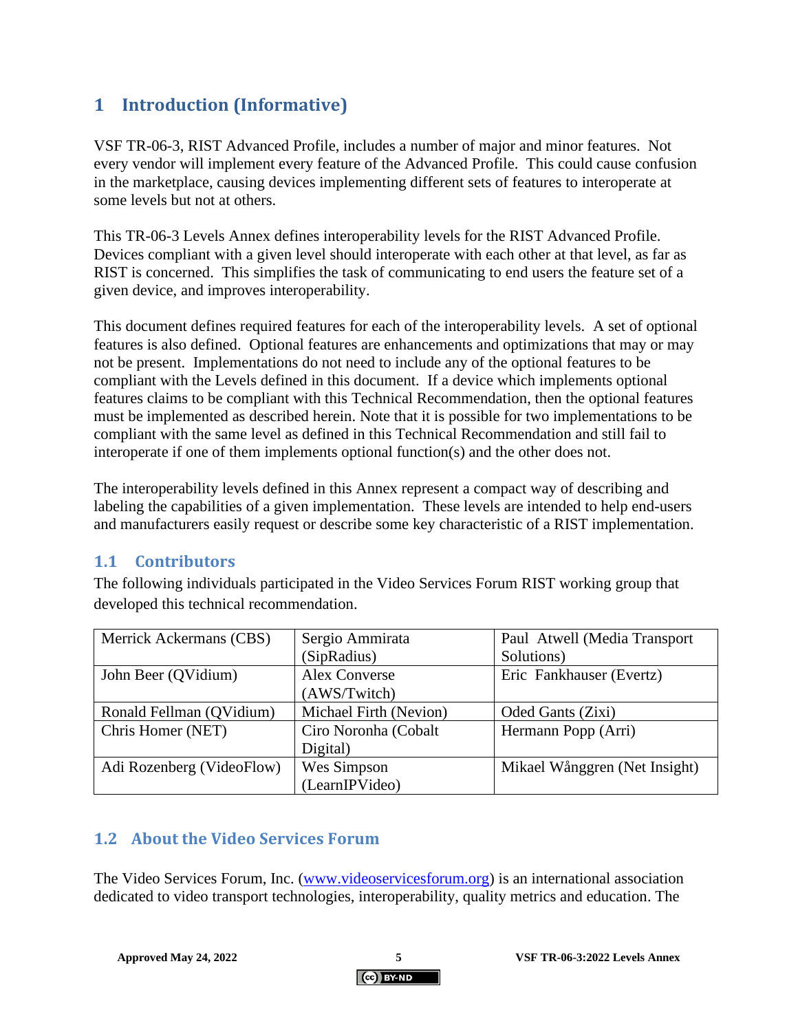# 1 Introduction (Informative)

VSF TR-06-3, RIST Advanced Profile, includes a number of major and minor features. Not every vendor will implement every feature of the Advanced Profile. This could cause confusion in the marketplace, causing devices implementing different sets of features to interoperate at some levels but not at others.

This TR-06-3 Levels Annex defines interoperability levels for the RIST Advanced Profile. Devices compliant with a given level should interoperate with each other at that level, as far as RIST is concerned. This simplifies the task of communicating to end users the feature set of a given device, and improves interoperability.

This document defines required features for each of the interoperability levels. A set of optional features is also defined. Optional features are enhancements and optimizations that may or may not be present. Implementations do not need to include any of the optional features to be compliant with the Levels defined in this document. If a device which implements optional features claims to be compliant with this Technical Recommendation, then the optional features must be implemented as described herein. Note that it is possible for two implementations to be compliant with the same level as defined in this Technical Recommendation and still fail to interoperate if one of them implements optional function(s) and the other does not.

The interoperability levels defined in this Annex represent a compact way of describing and labeling the capabilities of a given implementation. These levels are intended to help end-users and manufacturers easily request or describe some key characteristic of a RIST implementation.

## 1.1 Contributors

The following individuals participated in the Video Services Forum RIST working group that developed this technical recommendation.

| | | |
|---|---|---|
| Merrick Ackermans (CBS) | Sergio Ammirata (SipRadius) | Paul Atwell (Media Transport Solutions) |
| John Beer (QVidium) | Alex Converse (AWS/Twitch) | Eric Fankhauser (Evertz) |
| Ronald Fellman (QVidium) | Michael Firth (Nevion) | Oded Gants (Zixi) |
| Chris Homer (NET) | Ciro Noronha (Cobalt Digital) | Hermann Popp (Arri) |
| Adi Rozenberg (VideoFlow) | Wes Simpson (LearnIPVideo) | Mikael Wånggren (Net Insight) |

## 1.2 About the Video Services Forum

The Video Services Forum, Inc. (www.videoservicesforum.org) is an international association dedicated to video transport technologies, interoperability, quality metrics and education. The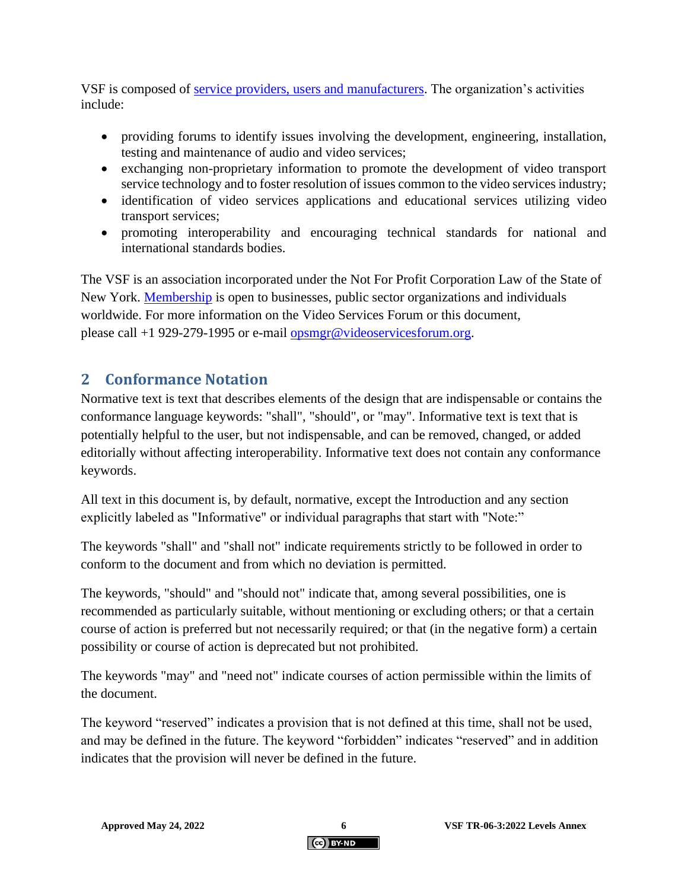VSF is composed of service providers, users and manufacturers. The organization's activities include:

- providing forums to identify issues involving the development, engineering, installation, testing and maintenance of audio and video services;
- exchanging non-proprietary information to promote the development of video transport service technology and to foster resolution of issues common to the video services industry;
- identification of video services applications and educational services utilizing video transport services;
- promoting interoperability and encouraging technical standards for national and international standards bodies.

The VSF is an association incorporated under the Not For Profit Corporation Law of the State of New York. Membership is open to businesses, public sector organizations and individuals worldwide. For more information on the Video Services Forum or this document, please call +1 929-279-1995 or e-mail opsmgr@videoservicesforum.org.

## 2 Conformance Notation

Normative text is text that describes elements of the design that are indispensable or contains the conformance language keywords: "shall", "should", or "may". Informative text is text that is potentially helpful to the user, but not indispensable, and can be removed, changed, or added editorially without affecting interoperability. Informative text does not contain any conformance keywords.

All text in this document is, by default, normative, except the Introduction and any section explicitly labeled as "Informative" or individual paragraphs that start with "Note:"

The keywords "shall" and "shall not" indicate requirements strictly to be followed in order to conform to the document and from which no deviation is permitted.

The keywords, "should" and "should not" indicate that, among several possibilities, one is recommended as particularly suitable, without mentioning or excluding others; or that a certain course of action is preferred but not necessarily required; or that (in the negative form) a certain possibility or course of action is deprecated but not prohibited.

The keywords "may" and "need not" indicate courses of action permissible within the limits of the document.

The keyword "reserved" indicates a provision that is not defined at this time, shall not be used, and may be defined in the future. The keyword "forbidden" indicates "reserved" and in addition indicates that the provision will never be defined in the future.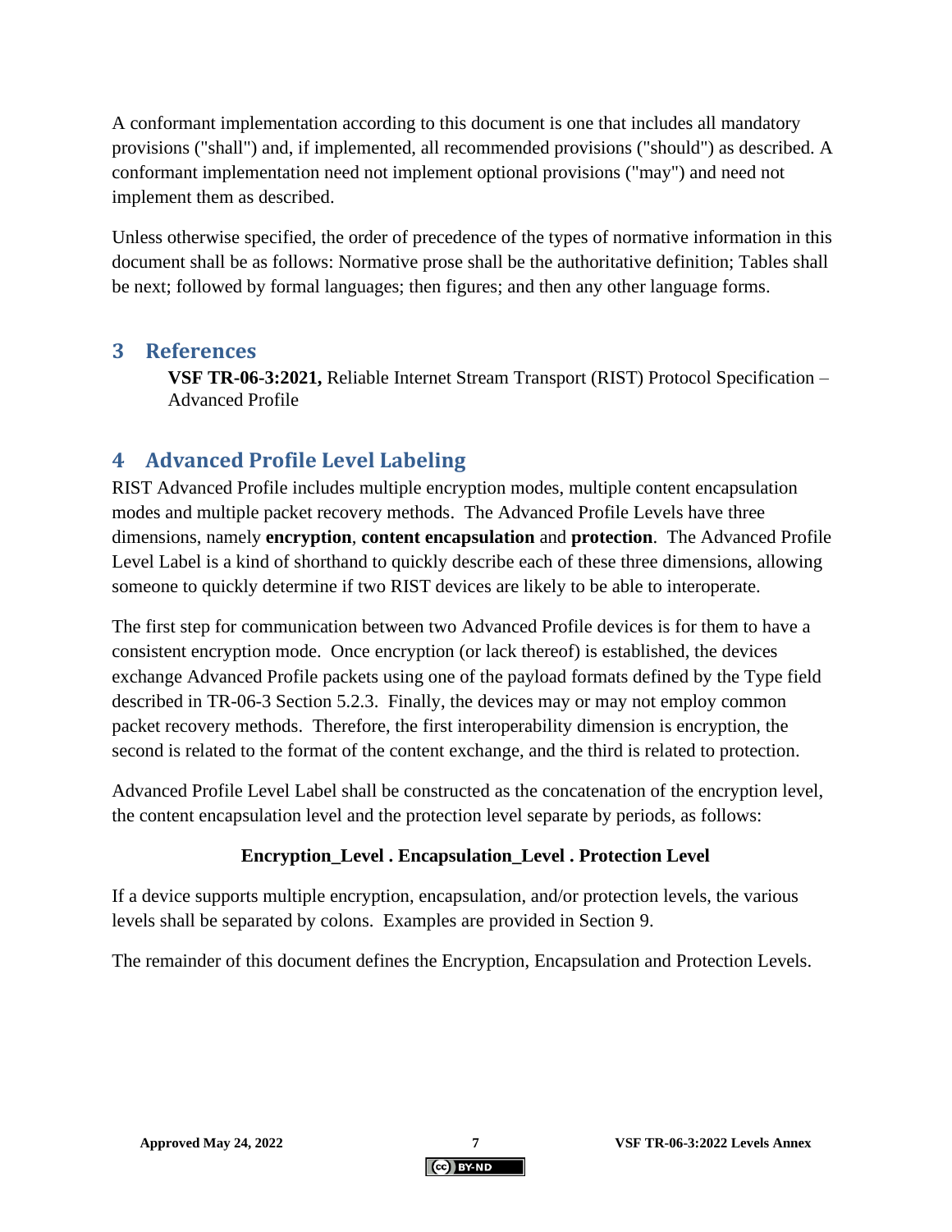A conformant implementation according to this document is one that includes all mandatory provisions ("shall") and, if implemented, all recommended provisions ("should") as described. A conformant implementation need not implement optional provisions ("may") and need not implement them as described.

Unless otherwise specified, the order of precedence of the types of normative information in this document shall be as follows: Normative prose shall be the authoritative definition; Tables shall be next; followed by formal languages; then figures; and then any other language forms.

# 3 References

**VSF TR-06-3:2021,** Reliable Internet Stream Transport (RIST) Protocol Specification – Advanced Profile

# 4 Advanced Profile Level Labeling

RIST Advanced Profile includes multiple encryption modes, multiple content encapsulation modes and multiple packet recovery methods. The Advanced Profile Levels have three dimensions, namely **encryption**, **content encapsulation** and **protection**. The Advanced Profile Level Label is a kind of shorthand to quickly describe each of these three dimensions, allowing someone to quickly determine if two RIST devices are likely to be able to interoperate.

The first step for communication between two Advanced Profile devices is for them to have a consistent encryption mode. Once encryption (or lack thereof) is established, the devices exchange Advanced Profile packets using one of the payload formats defined by the Type field described in TR-06-3 Section 5.2.3. Finally, the devices may or may not employ common packet recovery methods. Therefore, the first interoperability dimension is encryption, the second is related to the format of the content exchange, and the third is related to protection.

Advanced Profile Level Label shall be constructed as the concatenation of the encryption level, the content encapsulation level and the protection level separate by periods, as follows:

**Encryption_Level . Encapsulation_Level . Protection Level**

If a device supports multiple encryption, encapsulation, and/or protection levels, the various levels shall be separated by colons. Examples are provided in Section 9.

The remainder of this document defines the Encryption, Encapsulation and Protection Levels.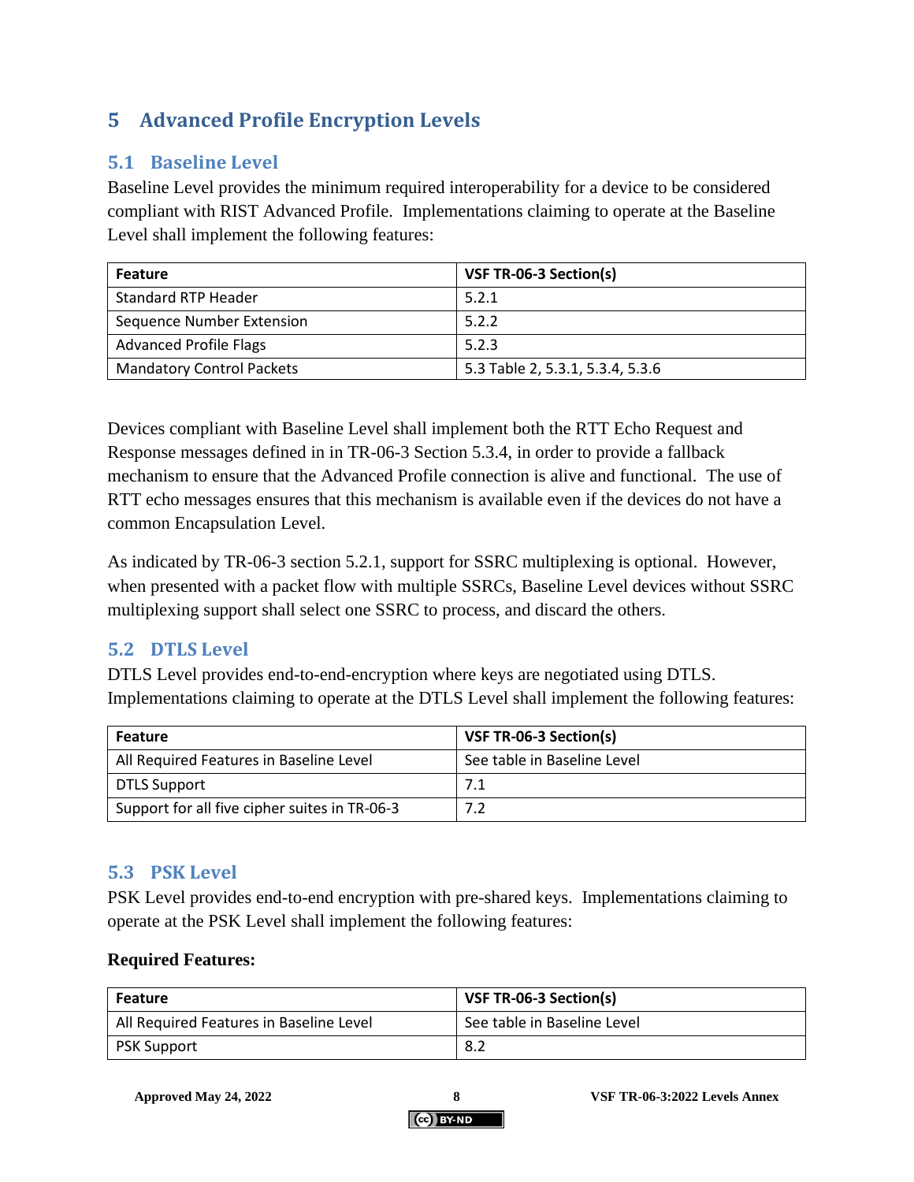# 5 Advanced Profile Encryption Levels

## 5.1 Baseline Level

Baseline Level provides the minimum required interoperability for a device to be considered compliant with RIST Advanced Profile. Implementations claiming to operate at the Baseline Level shall implement the following features:

| Feature | VSF TR-06-3 Section(s) |
|---|---|
| Standard RTP Header | 5.2.1 |
| Sequence Number Extension | 5.2.2 |
| Advanced Profile Flags | 5.2.3 |
| Mandatory Control Packets | 5.3 Table 2, 5.3.1, 5.3.4, 5.3.6 |

Devices compliant with Baseline Level shall implement both the RTT Echo Request and Response messages defined in in TR-06-3 Section 5.3.4, in order to provide a fallback mechanism to ensure that the Advanced Profile connection is alive and functional. The use of RTT echo messages ensures that this mechanism is available even if the devices do not have a common Encapsulation Level.

As indicated by TR-06-3 section 5.2.1, support for SSRC multiplexing is optional. However, when presented with a packet flow with multiple SSRCs, Baseline Level devices without SSRC multiplexing support shall select one SSRC to process, and discard the others.

## 5.2 DTLS Level

DTLS Level provides end-to-end-encryption where keys are negotiated using DTLS. Implementations claiming to operate at the DTLS Level shall implement the following features:

| Feature | VSF TR-06-3 Section(s) |
|---|---|
| All Required Features in Baseline Level | See table in Baseline Level |
| DTLS Support | 7.1 |
| Support for all five cipher suites in TR-06-3 | 7.2 |

## 5.3 PSK Level

PSK Level provides end-to-end encryption with pre-shared keys. Implementations claiming to operate at the PSK Level shall implement the following features:

**Required Features:**

| Feature | VSF TR-06-3 Section(s) |
|---|---|
| All Required Features in Baseline Level | See table in Baseline Level |
| PSK Support | 8.2 |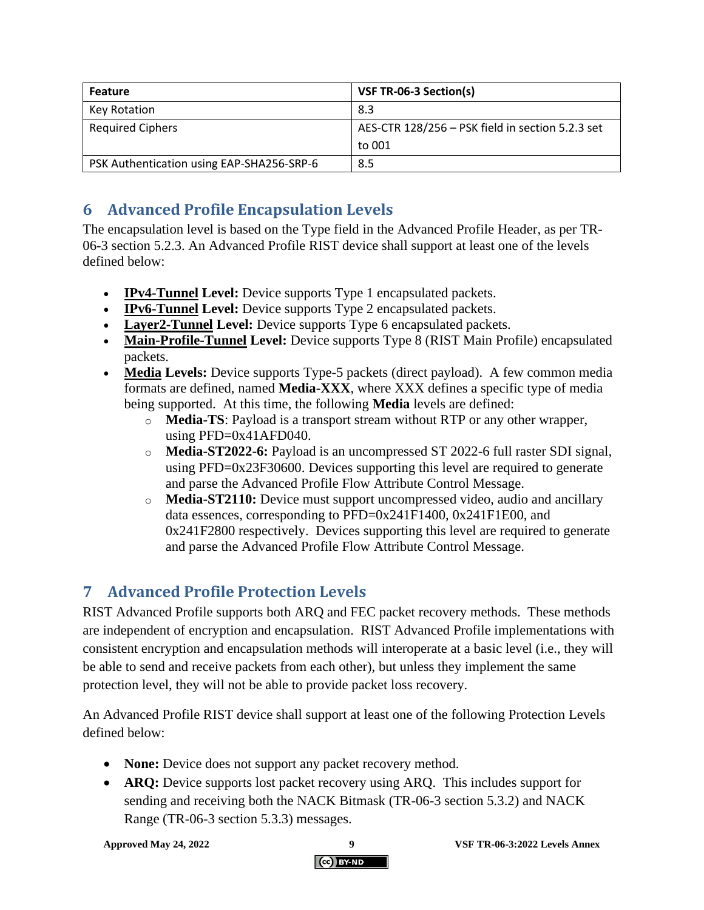| Feature | VSF TR-06-3 Section(s) |
| --- | --- |
| Key Rotation | 8.3 |
| Required Ciphers | AES-CTR 128/256 – PSK field in section 5.2.3 set to 001 |
| PSK Authentication using EAP-SHA256-SRP-6 | 8.5 |

# 6 Advanced Profile Encapsulation Levels

The encapsulation level is based on the Type field in the Advanced Profile Header, as per TR-06-3 section 5.2.3. An Advanced Profile RIST device shall support at least one of the levels defined below:

- **IPv4-Tunnel Level:** Device supports Type 1 encapsulated packets.
- **IPv6-Tunnel Level:** Device supports Type 2 encapsulated packets.
- **Layer2-Tunnel Level:** Device supports Type 6 encapsulated packets.
- **Main-Profile-Tunnel Level:** Device supports Type 8 (RIST Main Profile) encapsulated packets.
- **Media Levels:** Device supports Type-5 packets (direct payload). A few common media formats are defined, named **Media-XXX**, where XXX defines a specific type of media being supported. At this time, the following **Media** levels are defined:
  - **Media-TS**: Payload is a transport stream without RTP or any other wrapper, using PFD=0x41AFD040.
  - **Media-ST2022-6:** Payload is an uncompressed ST 2022-6 full raster SDI signal, using PFD=0x23F30600. Devices supporting this level are required to generate and parse the Advanced Profile Flow Attribute Control Message.
  - **Media-ST2110:** Device must support uncompressed video, audio and ancillary data essences, corresponding to PFD=0x241F1400, 0x241F1E00, and 0x241F2800 respectively. Devices supporting this level are required to generate and parse the Advanced Profile Flow Attribute Control Message.

# 7 Advanced Profile Protection Levels

RIST Advanced Profile supports both ARQ and FEC packet recovery methods. These methods are independent of encryption and encapsulation. RIST Advanced Profile implementations with consistent encryption and encapsulation methods will interoperate at a basic level (i.e., they will be able to send and receive packets from each other), but unless they implement the same protection level, they will not be able to provide packet loss recovery.

An Advanced Profile RIST device shall support at least one of the following Protection Levels defined below:

- **None:** Device does not support any packet recovery method.
- **ARQ:** Device supports lost packet recovery using ARQ. This includes support for sending and receiving both the NACK Bitmask (TR-06-3 section 5.3.2) and NACK Range (TR-06-3 section 5.3.3) messages.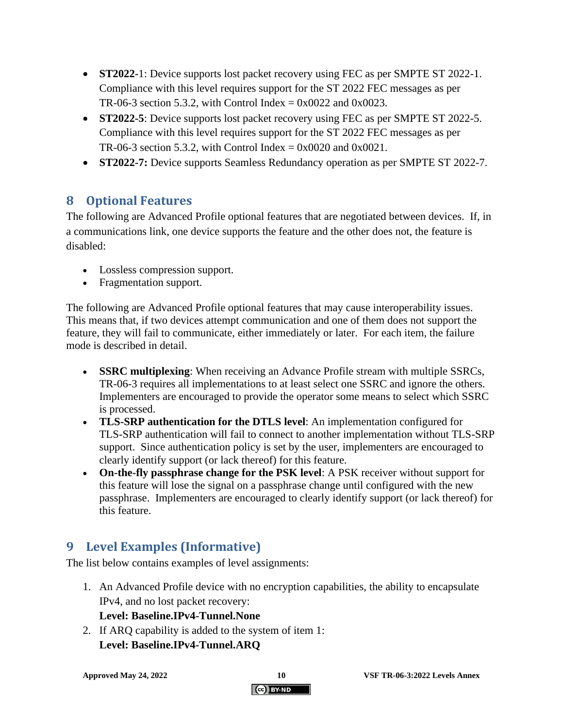- **ST2022-1**: Device supports lost packet recovery using FEC as per SMPTE ST 2022-1. Compliance with this level requires support for the ST 2022 FEC messages as per TR-06-3 section 5.3.2, with Control Index = 0x0022 and 0x0023.
- **ST2022-5**: Device supports lost packet recovery using FEC as per SMPTE ST 2022-5. Compliance with this level requires support for the ST 2022 FEC messages as per TR-06-3 section 5.3.2, with Control Index = 0x0020 and 0x0021.
- **ST2022-7:** Device supports Seamless Redundancy operation as per SMPTE ST 2022-7.

# 8 Optional Features

The following are Advanced Profile optional features that are negotiated between devices. If, in a communications link, one device supports the feature and the other does not, the feature is disabled:

- Lossless compression support.
- Fragmentation support.

The following are Advanced Profile optional features that may cause interoperability issues. This means that, if two devices attempt communication and one of them does not support the feature, they will fail to communicate, either immediately or later. For each item, the failure mode is described in detail.

- **SSRC multiplexing**: When receiving an Advance Profile stream with multiple SSRCs, TR-06-3 requires all implementations to at least select one SSRC and ignore the others. Implementers are encouraged to provide the operator some means to select which SSRC is processed.
- **TLS-SRP authentication for the DTLS level**: An implementation configured for TLS-SRP authentication will fail to connect to another implementation without TLS-SRP support. Since authentication policy is set by the user, implementers are encouraged to clearly identify support (or lack thereof) for this feature.
- **On-the-fly passphrase change for the PSK level**: A PSK receiver without support for this feature will lose the signal on a passphrase change until configured with the new passphrase. Implementers are encouraged to clearly identify support (or lack thereof) for this feature.

# 9 Level Examples (Informative)

The list below contains examples of level assignments:

1. An Advanced Profile device with no encryption capabilities, the ability to encapsulate IPv4, and no lost packet recovery:
   **Level: Baseline.IPv4-Tunnel.None**
2. If ARQ capability is added to the system of item 1:
   **Level: Baseline.IPv4-Tunnel.ARQ**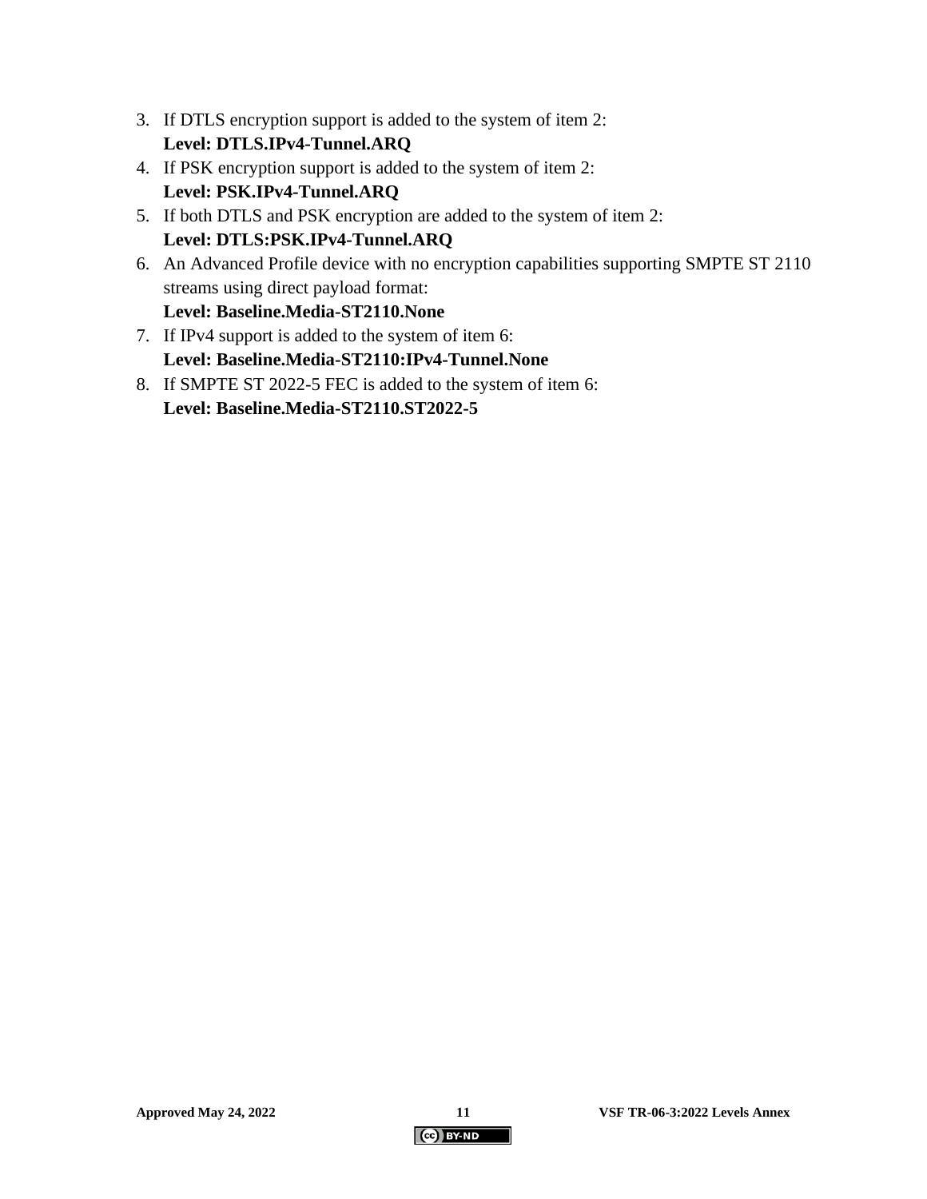3. If DTLS encryption support is added to the system of item 2:
   **Level: DTLS.IPv4-Tunnel.ARQ**
4. If PSK encryption support is added to the system of item 2:
   **Level: PSK.IPv4-Tunnel.ARQ**
5. If both DTLS and PSK encryption are added to the system of item 2:
   **Level: DTLS:PSK.IPv4-Tunnel.ARQ**
6. An Advanced Profile device with no encryption capabilities supporting SMPTE ST 2110 streams using direct payload format:
   **Level: Baseline.Media-ST2110.None**
7. If IPv4 support is added to the system of item 6:
   **Level: Baseline.Media-ST2110:IPv4-Tunnel.None**
8. If SMPTE ST 2022-5 FEC is added to the system of item 6:
   **Level: Baseline.Media-ST2110.ST2022-5**